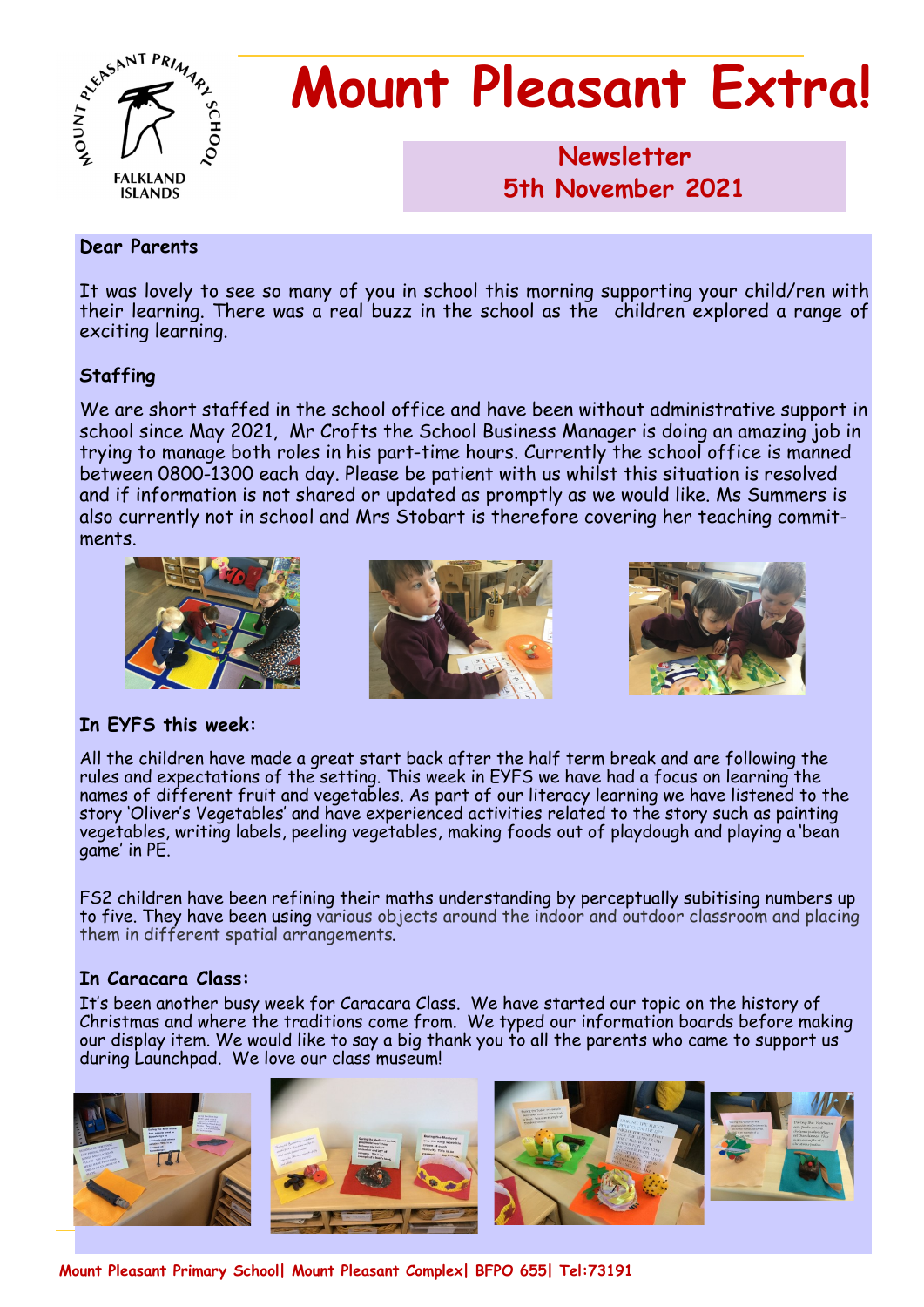# Mount Pleasant Extra!

**Newsletter**
**5th November 2021**

**Dear Parents**

It was lovely to see so many of you in school this morning supporting your child/ren with their learning. There was a real buzz in the school as the children explored a range of exciting learning.

## Staffing

We are short staffed in the school office and have been without administrative support in school since May 2021, Mr Crofts the School Business Manager is doing an amazing job in trying to manage both roles in his part-time hours. Currently the school office is manned between 0800-1300 each day. Please be patient with us whilst this situation is resolved and if information is not shared or updated as promptly as we would like. Ms Summers is also currently not in school and Mrs Stobart is therefore covering her teaching commitments.

## In EYFS this week:

All the children have made a great start back after the half term break and are following the rules and expectations of the setting. This week in EYFS we have had a focus on learning the names of different fruit and vegetables. As part of our literacy learning we have listened to the story 'Oliver's Vegetables' and have experienced activities related to the story such as painting vegetables, writing labels, peeling vegetables, making foods out of playdough and playing a 'bean game' in PE.

FS2 children have been refining their maths understanding by perceptually subitising numbers up to five. They have been using various objects around the indoor and outdoor classroom and placing them in different spatial arrangements.

## In Caracara Class:

It's been another busy week for Caracara Class. We have started our topic on the history of Christmas and where the traditions come from. We typed our information boards before making our display item. We would like to say a big thank you to all the parents who came to support us during Launchpad. We love our class museum!

Mount Pleasant Primary School| Mount Pleasant Complex| BFPO 655| Tel:73191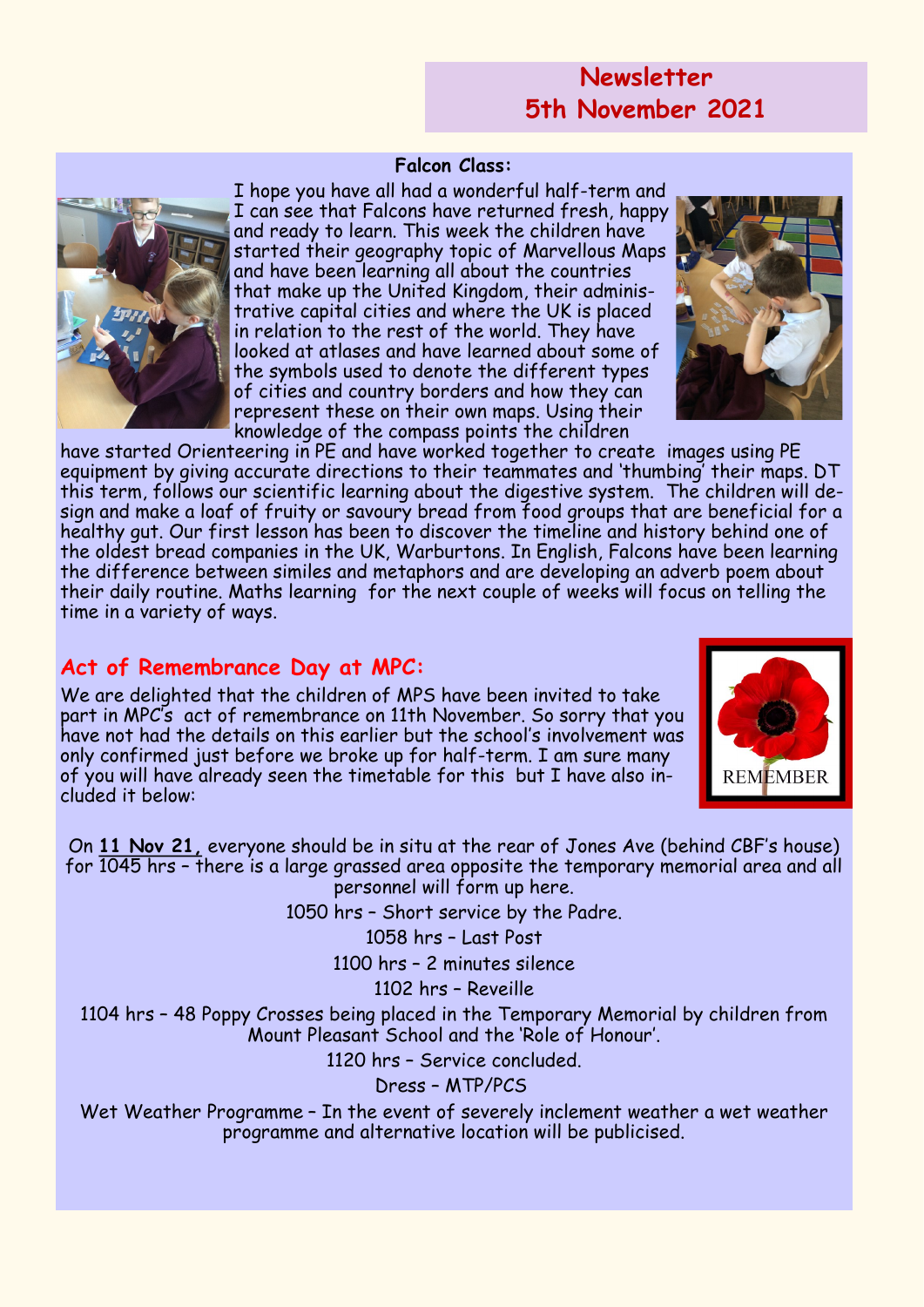# Newsletter
# 5th November 2021

### Falcon Class:

I hope you have all had a wonderful half-term and I can see that Falcons have returned fresh, happy and ready to learn. This week the children have started their geography topic of Marvellous Maps and have been learning all about the countries that make up the United Kingdom, their administrative capital cities and where the UK is placed in relation to the rest of the world. They have looked at atlases and have learned about some of the symbols used to denote the different types of cities and country borders and how they can represent these on their own maps. Using their knowledge of the compass points the children have started Orienteering in PE and have worked together to create images using PE equipment by giving accurate directions to their teammates and 'thumbing' their maps. DT this term, follows our scientific learning about the digestive system. The children will design and make a loaf of fruity or savoury bread from food groups that are beneficial for a healthy gut. Our first lesson has been to discover the timeline and history behind one of the oldest bread companies in the UK, Warburtons. In English, Falcons have been learning the difference between similes and metaphors and are developing an adverb poem about their daily routine. Maths learning for the next couple of weeks will focus on telling the time in a variety of ways.

## Act of Remembrance Day at MPC:

We are delighted that the children of MPS have been invited to take part in MPC's act of remembrance on 11th November. So sorry that you have not had the details on this earlier but the school's involvement was only confirmed just before we broke up for half-term. I am sure many of you will have already seen the timetable for this but I have also included it below:

On **11 Nov 21,** everyone should be in situ at the rear of Jones Ave (behind CBF's house) for 1045 hrs – there is a large grassed area opposite the temporary memorial area and all personnel will form up here.

1050 hrs – Short service by the Padre.

1058 hrs – Last Post

1100 hrs – 2 minutes silence

1102 hrs – Reveille

1104 hrs – 48 Poppy Crosses being placed in the Temporary Memorial by children from Mount Pleasant School and the 'Role of Honour'.

1120 hrs – Service concluded.

Dress – MTP/PCS

Wet Weather Programme – In the event of severely inclement weather a wet weather programme and alternative location will be publicised.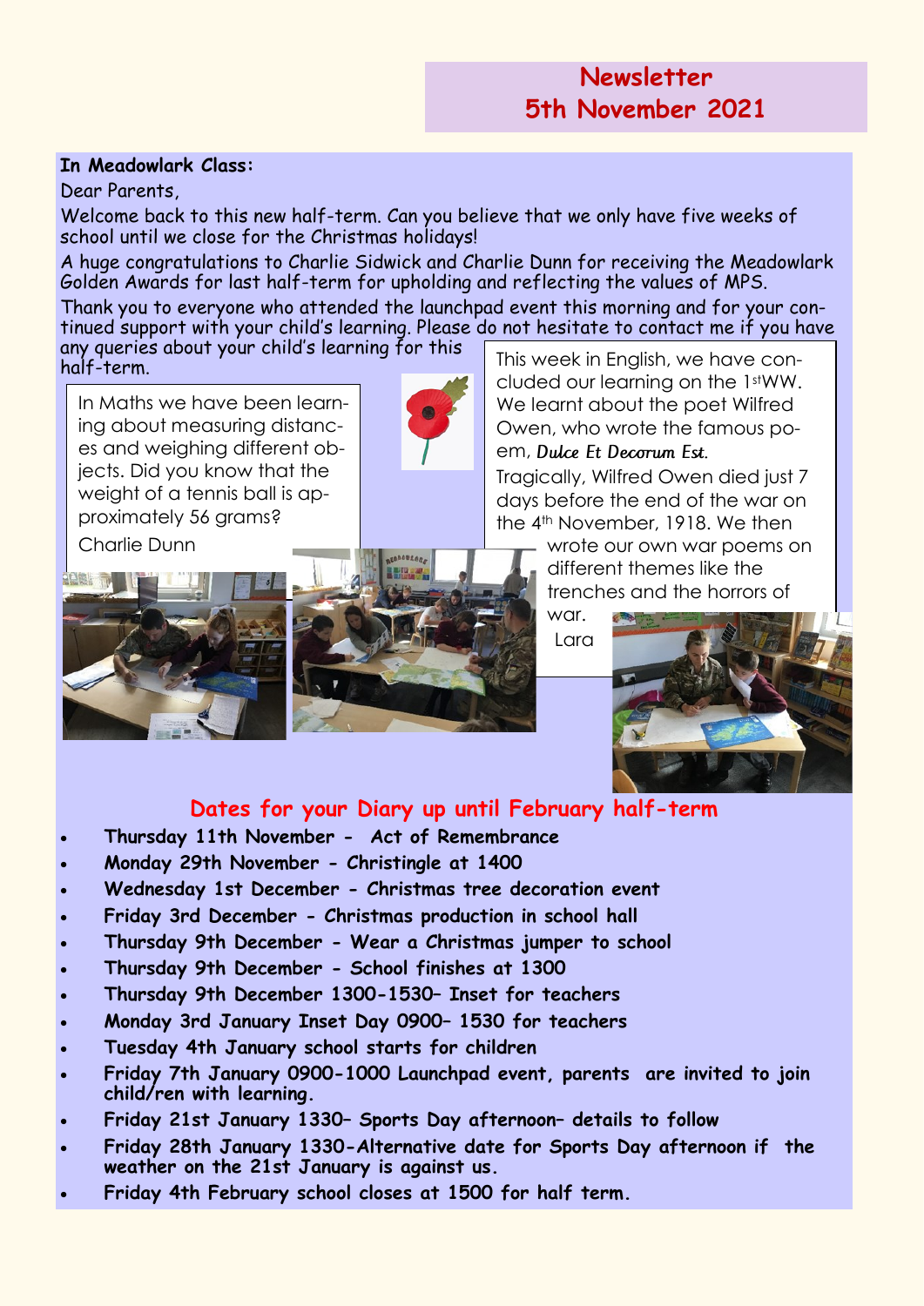# Newsletter
# 5th November 2021

**In Meadowlark Class:**

Dear Parents,

Welcome back to this new half-term. Can you believe that we only have five weeks of school until we close for the Christmas holidays!

A huge congratulations to Charlie Sidwick and Charlie Dunn for receiving the Meadowlark Golden Awards for last half-term for upholding and reflecting the values of MPS.

Thank you to everyone who attended the launchpad event this morning and for your continued support with your child's learning. Please do not hesitate to contact me if you have any queries about your child's learning for this half-term.

In Maths we have been learning about measuring distances and weighing different objects. Did you know that the weight of a tennis ball is approximately 56 grams?

Charlie Dunn

This week in English, we have concluded our learning on the 1st WW. We learnt about the poet Wilfred Owen, who wrote the famous poem, *Dulce Et Decorum Est.*

Tragically, Wilfred Owen died just 7 days before the end of the war on the 4th November, 1918. We then wrote our own war poems on different themes like the trenches and the horrors of war.

Lara

## Dates for your Diary up until February half-term

- **Thursday 11th November - Act of Remembrance**
- **Monday 29th November - Christingle at 1400**
- **Wednesday 1st December - Christmas tree decoration event**
- **Friday 3rd December - Christmas production in school hall**
- **Thursday 9th December - Wear a Christmas jumper to school**
- **Thursday 9th December - School finishes at 1300**
- **Thursday 9th December 1300-1530– Inset for teachers**
- **Monday 3rd January Inset Day 0900– 1530 for teachers**
- **Tuesday 4th January school starts for children**
- **Friday 7th January 0900-1000 Launchpad event, parents are invited to join child/ren with learning.**
- **Friday 21st January 1330– Sports Day afternoon– details to follow**
- **Friday 28th January 1330-Alternative date for Sports Day afternoon if the weather on the 21st January is against us.**
- **Friday 4th February school closes at 1500 for half term.**